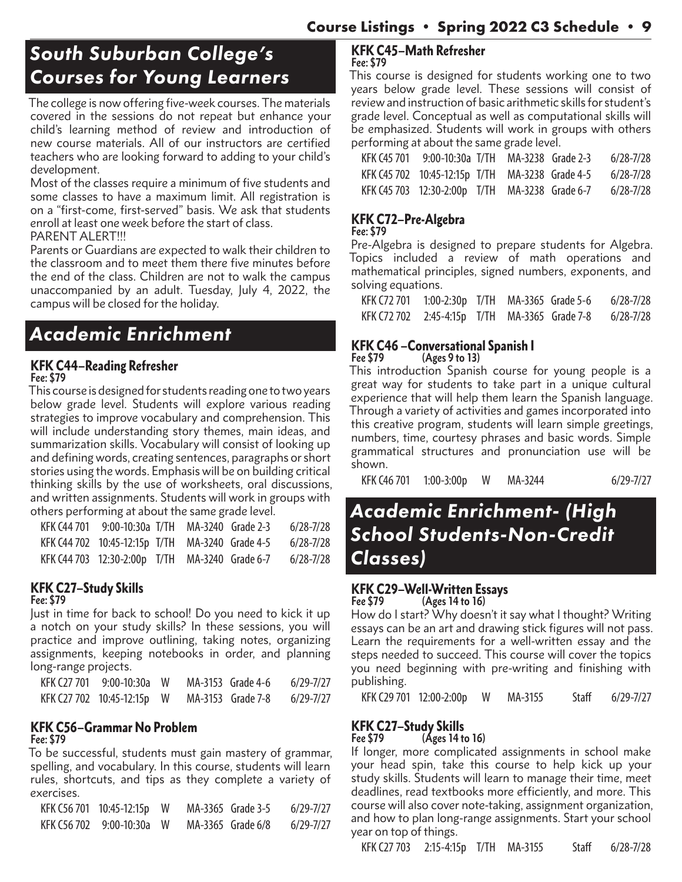## South Suburban College's Courses for Young Learners

The college is now offering five-week courses. The materials covered in the sessions do not repeat but enhance your child's learning method of review and introduction of new course materials. All of our instructors are certified teachers who are looking forward to adding to your child's development.

Most of the classes require a minimum of five students and some classes to have a maximum limit. All registration is on a "first-come, first-served" basis. We ask that students enroll at least one week before the start of class.

PARENT ALERT!!!

Parents or Guardians are expected to walk their children to the classroom and to meet them there five minutes before the end of the class. Children are not to walk the campus unaccompanied by an adult. Tuesday, July 4, 2022, the campus will be closed for the holiday.

## Academic Enrichment

### KFK C44–Reading Refresher

**Fee: $79**

This course is designed for students reading one to two years below grade level. Students will explore various reading strategies to improve vocabulary and comprehension. This will include understanding story themes, main ideas, and summarization skills. Vocabulary will consist of looking up and defining words, creating sentences, paragraphs or short stories using the words. Emphasis will be on building critical thinking skills by the use of worksheets, oral discussions, and written assignments. Students will work in groups with others performing at about the same grade level.

| | | | | | |
|---|---|---|---|---|---|
| KFK C44 701 | 9:00-10:30a | T/TH | MA-3240 | Grade 2-3 | 6/28-7/28 |
| KFK C44 702 | 10:45-12:15p | T/TH | MA-3240 | Grade 4-5 | 6/28-7/28 |
| KFK C44 703 | 12:30-2:00p | T/TH | MA-3240 | Grade 6-7 | 6/28-7/28 |

### KFK C27–Study Skills

**Fee: $79**

Just in time for back to school! Do you need to kick it up a notch on your study skills? In these sessions, you will practice and improve outlining, taking notes, organizing assignments, keeping notebooks in order, and planning long-range projects.

| | | | | | |
|---|---|---|---|---|---|
| KFK C27 701 | 9:00-10:30a | W | MA-3153 | Grade 4-6 | 6/29-7/27 |
| KFK C27 702 | 10:45-12:15p | W | MA-3153 | Grade 7-8 | 6/29-7/27 |

### KFK C56–Grammar No Problem

**Fee: $79**

To be successful, students must gain mastery of grammar, spelling, and vocabulary. In this course, students will learn rules, shortcuts, and tips as they complete a variety of exercises.

| | | | | | |
|---|---|---|---|---|---|
| KFK C56 701 | 10:45-12:15p | W | MA-3365 | Grade 3-5 | 6/29-7/27 |
| KFK C56 702 | 9:00-10:30a | W | MA-3365 | Grade 6/8 | 6/29-7/27 |

### KFK C45–Math Refresher

**Fee: $79**

This course is designed for students working one to two years below grade level. These sessions will consist of review and instruction of basic arithmetic skills for student's grade level. Conceptual as well as computational skills will be emphasized. Students will work in groups with others performing at about the same grade level.

| | | | | | |
|---|---|---|---|---|---|
| KFK C45 701 | 9:00-10:30a | T/TH | MA-3238 | Grade 2-3 | 6/28-7/28 |
| KFK C45 702 | 10:45-12:15p | T/TH | MA-3238 | Grade 4-5 | 6/28-7/28 |
| KFK C45 703 | 12:30-2:00p | T/TH | MA-3238 | Grade 6-7 | 6/28-7/28 |

### KFK C72–Pre-Algebra

**Fee: $79**

Pre-Algebra is designed to prepare students for Algebra. Topics included a review of math operations and mathematical principles, signed numbers, exponents, and solving equations.

| | | | | | |
|---|---|---|---|---|---|
| KFK C72 701 | 1:00-2:30p | T/TH | MA-3365 | Grade 5-6 | 6/28-7/28 |
| KFK C72 702 | 2:45-4:15p | T/TH | MA-3365 | Grade 7-8 | 6/28-7/28 |

### KFK C46 –Conversational Spanish I

**Fee $79 (Ages 9 to 13)**

This introduction Spanish course for young people is a great way for students to take part in a unique cultural experience that will help them learn the Spanish language. Through a variety of activities and games incorporated into this creative program, students will learn simple greetings, numbers, time, courtesy phrases and basic words. Simple grammatical structures and pronunciation use will be shown.

| | | | | |
|---|---|---|---|---|
| KFK C46 701 | 1:00-3:00p | W | MA-3244 | 6/29-7/27 |

## Academic Enrichment- (High School Students-Non-Credit Classes)

### KFK C29–Well-Written Essays

**Fee $79 (Ages 14 to 16)**

How do I start? Why doesn't it say what I thought? Writing essays can be an art and drawing stick figures will not pass. Learn the requirements for a well-written essay and the steps needed to succeed. This course will cover the topics you need beginning with pre-writing and finishing with publishing.

| | | | | | |
|---|---|---|---|---|---|
| KFK C29 701 | 12:00-2:00p | W | MA-3155 | Staff | 6/29-7/27 |

### KFK C27–Study Skills

**Fee $79 (Ages 14 to 16)**

If longer, more complicated assignments in school make your head spin, take this course to help kick up your study skills. Students will learn to manage their time, meet deadlines, read textbooks more efficiently, and more. This course will also cover note-taking, assignment organization, and how to plan long-range assignments. Start your school year on top of things.

| | | | | | |
|---|---|---|---|---|---|
| KFK C27 703 | 2:15-4:15p | T/TH | MA-3155 | Staff | 6/28-7/28 |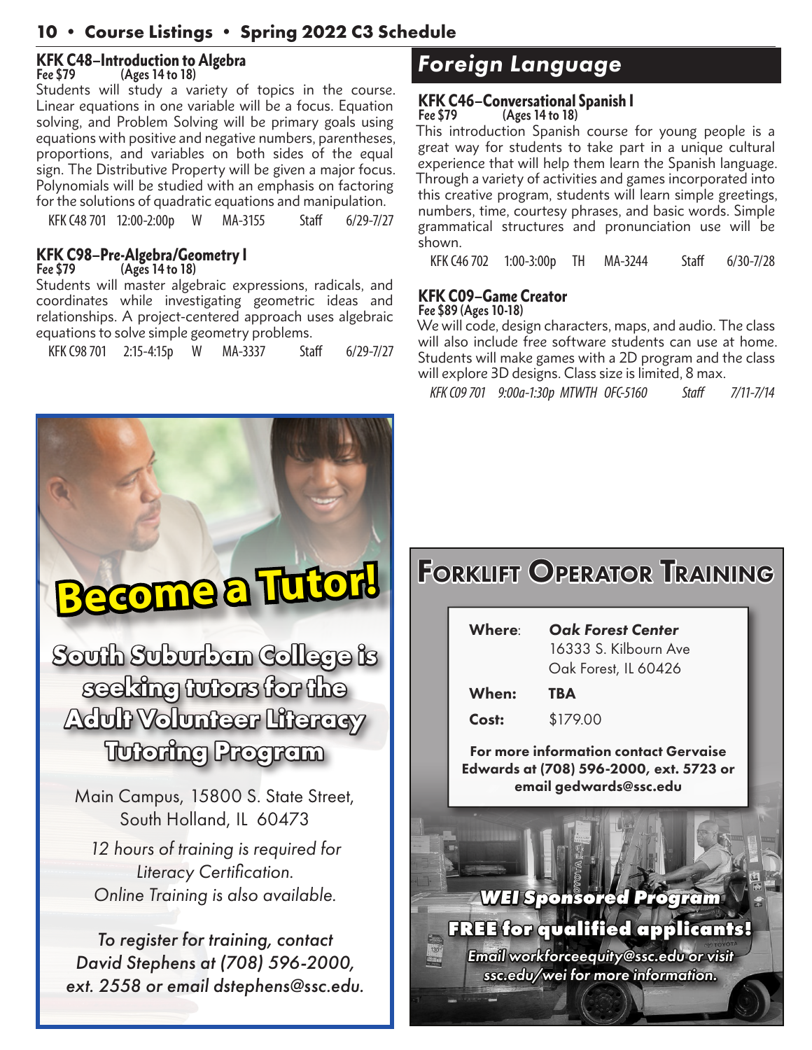### KFK C48–Introduction to Algebra

**Fee $79 (Ages 14 to 18)**

Students will study a variety of topics in the course. Linear equations in one variable will be a focus. Equation solving, and Problem Solving will be primary goals using equations with positive and negative numbers, parentheses, proportions, and variables on both sides of the equal sign. The Distributive Property will be given a major focus. Polynomials will be studied with an emphasis on factoring for the solutions of quadratic equations and manipulation.

KFK C48 701 12:00-2:00p W MA-3155 Staff 6/29-7/27

### KFK C98–Pre-Algebra/Geometry I

**Fee $79 (Ages 14 to 18)**

Students will master algebraic expressions, radicals, and coordinates while investigating geometric ideas and relationships. A project-centered approach uses algebraic equations to solve simple geometry problems.

KFK C98 701 2:15-4:15p W MA-3337 Staff 6/29-7/27

## Foreign Language

### KFK C46–Conversational Spanish I

**Fee $79 (Ages 14 to 18)**

This introduction Spanish course for young people is a great way for students to take part in a unique cultural experience that will help them learn the Spanish language. Through a variety of activities and games incorporated into this creative program, students will learn simple greetings, numbers, time, courtesy phrases, and basic words. Simple grammatical structures and pronunciation use will be shown.

KFK C46 702 1:00-3:00p TH MA-3244 Staff 6/30-7/28

### KFK C09–Game Creator

**Fee $89 (Ages 10-18)**

We will code, design characters, maps, and audio. The class will also include free software students can use at home. Students will make games with a 2D program and the class will explore 3D designs. Class size is limited, 8 max.

*KFK C09 701 9:00a-1:30p MTWTH OFC-5160 Staff 7/11-7/14*

## Become a Tutor!

**South Suburban College is seeking tutors for the Adult Volunteer Literacy Tutoring Program**

Main Campus, 15800 S. State Street,
South Holland, IL 60473

*12 hours of training is required for Literacy Certification.*
*Online Training is also available.*

*To register for training, contact David Stephens at (708) 596-2000, ext. 2558 or email dstephens@ssc.edu.*

## Forklift Operator Training

**Where:** ***Oak Forest Center***
16333 S. Kilbourn Ave
Oak Forest, IL 60426

**When:** **TBA**

**Cost:** $179.00

**For more information contact Gervaise Edwards at (708) 596-2000, ext. 5723 or email gedwards@ssc.edu**

***WEI Sponsored Program***

**FREE for qualified applicants!**

***Email workforceequity@ssc.edu or visit ssc.edu/wei for more information.***